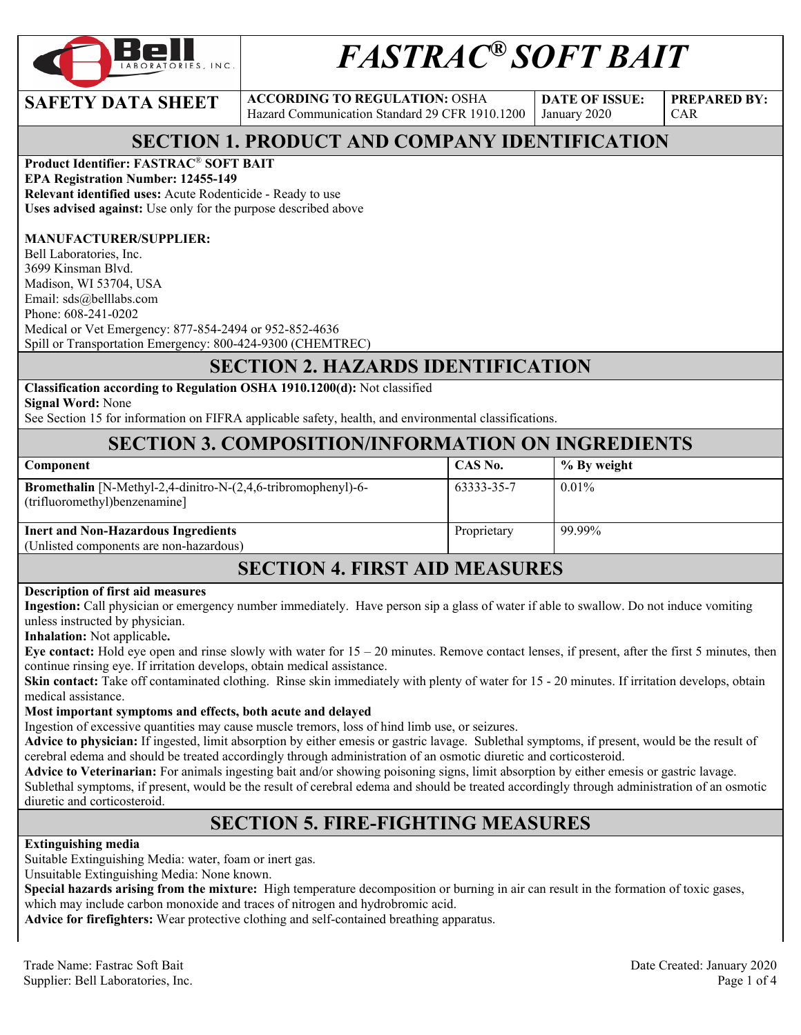# FASTRAC® SOFT BAIT

Bell Laboratories, Inc.

| SAFETY DATA SHEET | ACCORDING TO REGULATION: OSHA Hazard Communication Standard 29 CFR 1910.1200 | DATE OF ISSUE: January 2020 | PREPARED BY: CAR |
|---|---|---|---|

## SECTION 1. PRODUCT AND COMPANY IDENTIFICATION

**Product Identifier: FASTRAC® SOFT BAIT**
**EPA Registration Number: 12455-149**
**Relevant identified uses:** Acute Rodenticide - Ready to use
**Uses advised against:** Use only for the purpose described above

**MANUFACTURER/SUPPLIER:**
Bell Laboratories, Inc.
3699 Kinsman Blvd.
Madison, WI 53704, USA
Email: sds@belllabs.com
Phone: 608-241-0202
Medical or Vet Emergency: 877-854-2494 or 952-852-4636
Spill or Transportation Emergency: 800-424-9300 (CHEMTREC)

## SECTION 2. HAZARDS IDENTIFICATION

**Classification according to Regulation OSHA 1910.1200(d):** Not classified
**Signal Word:** None
See Section 15 for information on FIFRA applicable safety, health, and environmental classifications.

## SECTION 3. COMPOSITION/INFORMATION ON INGREDIENTS

| Component | CAS No. | % By weight |
|---|---|---|
| **Bromethalin** [N-Methyl-2,4-dinitro-N-(2,4,6-tribromophenyl)-6-(trifluoromethyl)benzenamine] | 63333-35-7 | 0.01% |
| **Inert and Non-Hazardous Ingredients** (Unlisted components are non-hazardous) | Proprietary | 99.99% |

## SECTION 4. FIRST AID MEASURES

**Description of first aid measures**
**Ingestion:** Call physician or emergency number immediately. Have person sip a glass of water if able to swallow. Do not induce vomiting unless instructed by physician.
**Inhalation:** Not applicable**.**
**Eye contact:** Hold eye open and rinse slowly with water for 15 – 20 minutes. Remove contact lenses, if present, after the first 5 minutes, then continue rinsing eye. If irritation develops, obtain medical assistance.
**Skin contact:** Take off contaminated clothing. Rinse skin immediately with plenty of water for 15 - 20 minutes. If irritation develops, obtain medical assistance.
**Most important symptoms and effects, both acute and delayed**
Ingestion of excessive quantities may cause muscle tremors, loss of hind limb use, or seizures.
**Advice to physician:** If ingested, limit absorption by either emesis or gastric lavage. Sublethal symptoms, if present, would be the result of cerebral edema and should be treated accordingly through administration of an osmotic diuretic and corticosteroid.
**Advice to Veterinarian:** For animals ingesting bait and/or showing poisoning signs, limit absorption by either emesis or gastric lavage. Sublethal symptoms, if present, would be the result of cerebral edema and should be treated accordingly through administration of an osmotic diuretic and corticosteroid.

## SECTION 5. FIRE-FIGHTING MEASURES

**Extinguishing media**
Suitable Extinguishing Media: water, foam or inert gas.
Unsuitable Extinguishing Media: None known.
**Special hazards arising from the mixture:** High temperature decomposition or burning in air can result in the formation of toxic gases, which may include carbon monoxide and traces of nitrogen and hydrobromic acid.
**Advice for firefighters:** Wear protective clothing and self-contained breathing apparatus.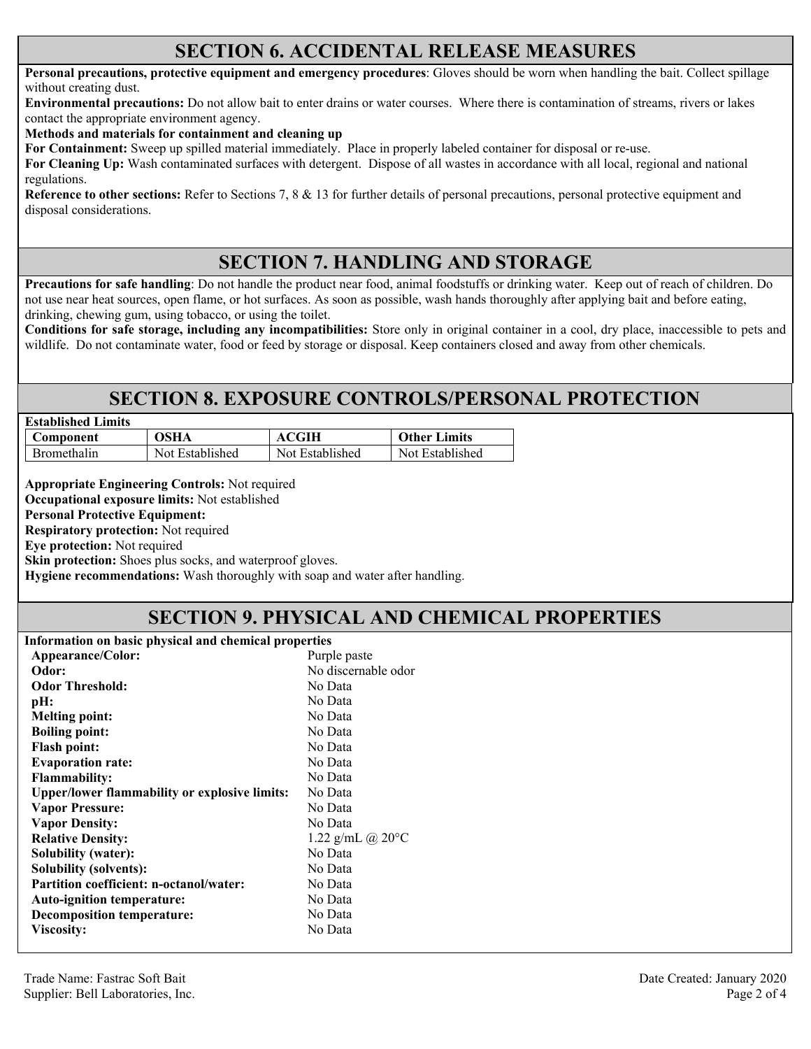## SECTION 6. ACCIDENTAL RELEASE MEASURES

**Personal precautions, protective equipment and emergency procedures**: Gloves should be worn when handling the bait. Collect spillage without creating dust.

**Environmental precautions:** Do not allow bait to enter drains or water courses. Where there is contamination of streams, rivers or lakes contact the appropriate environment agency.

**Methods and materials for containment and cleaning up**

**For Containment:** Sweep up spilled material immediately. Place in properly labeled container for disposal or re-use.

**For Cleaning Up:** Wash contaminated surfaces with detergent. Dispose of all wastes in accordance with all local, regional and national regulations.

**Reference to other sections:** Refer to Sections 7, 8 & 13 for further details of personal precautions, personal protective equipment and disposal considerations.

## SECTION 7. HANDLING AND STORAGE

**Precautions for safe handling**: Do not handle the product near food, animal foodstuffs or drinking water. Keep out of reach of children. Do not use near heat sources, open flame, or hot surfaces. As soon as possible, wash hands thoroughly after applying bait and before eating, drinking, chewing gum, using tobacco, or using the toilet.

**Conditions for safe storage, including any incompatibilities:** Store only in original container in a cool, dry place, inaccessible to pets and wildlife. Do not contaminate water, food or feed by storage or disposal. Keep containers closed and away from other chemicals.

## SECTION 8. EXPOSURE CONTROLS/PERSONAL PROTECTION

**Established Limits**

| Component | OSHA | ACGIH | Other Limits |
|---|---|---|---|
| Bromethalin | Not Established | Not Established | Not Established |

**Appropriate Engineering Controls:** Not required

**Occupational exposure limits:** Not established

**Personal Protective Equipment:**

**Respiratory protection:** Not required

**Eye protection:** Not required

**Skin protection:** Shoes plus socks, and waterproof gloves.

**Hygiene recommendations:** Wash thoroughly with soap and water after handling.

## SECTION 9. PHYSICAL AND CHEMICAL PROPERTIES

**Information on basic physical and chemical properties**

| | |
|---|---|
| **Appearance/Color:** | Purple paste |
| **Odor:** | No discernable odor |
| **Odor Threshold:** | No Data |
| **pH:** | No Data |
| **Melting point:** | No Data |
| **Boiling point:** | No Data |
| **Flash point:** | No Data |
| **Evaporation rate:** | No Data |
| **Flammability:** | No Data |
| **Upper/lower flammability or explosive limits:** | No Data |
| **Vapor Pressure:** | No Data |
| **Vapor Density:** | No Data |
| **Relative Density:** | 1.22 g/mL @ 20°C |
| **Solubility (water):** | No Data |
| **Solubility (solvents):** | No Data |
| **Partition coefficient: n-octanol/water:** | No Data |
| **Auto-ignition temperature:** | No Data |
| **Decomposition temperature:** | No Data |
| **Viscosity:** | No Data |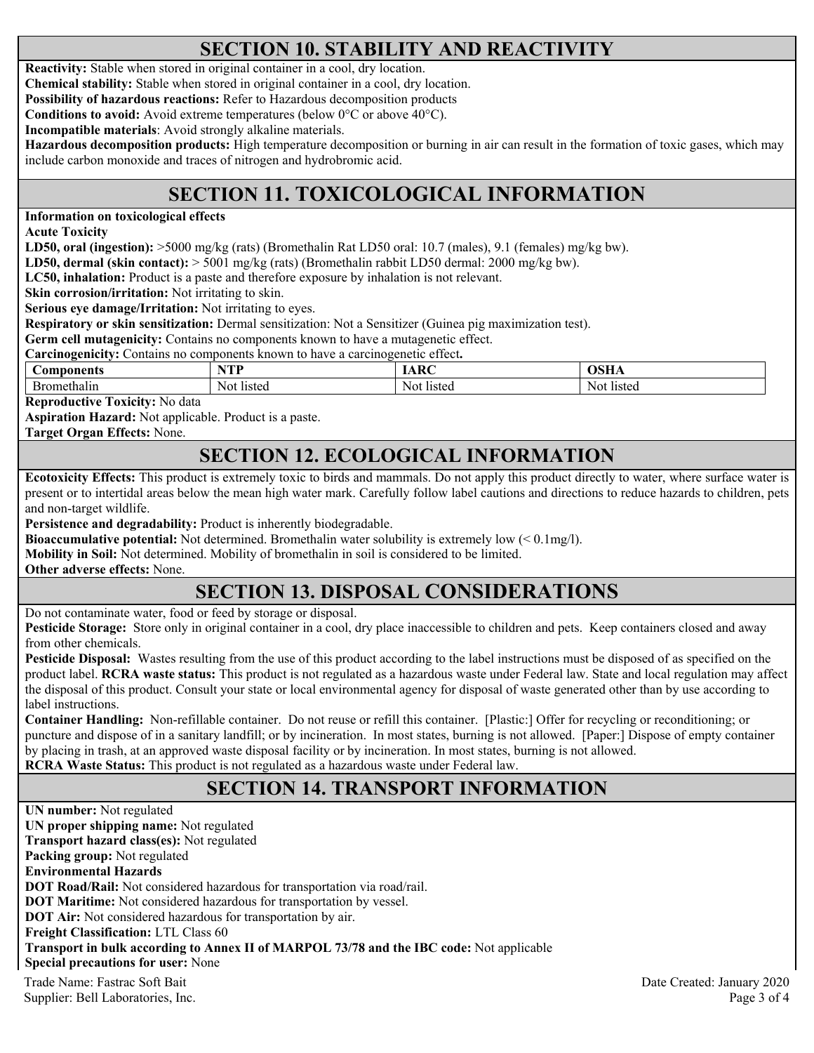## SECTION 10. STABILITY AND REACTIVITY

**Reactivity:** Stable when stored in original container in a cool, dry location.
**Chemical stability:** Stable when stored in original container in a cool, dry location.
**Possibility of hazardous reactions:** Refer to Hazardous decomposition products
**Conditions to avoid:** Avoid extreme temperatures (below 0°C or above 40°C).
**Incompatible materials**: Avoid strongly alkaline materials.
**Hazardous decomposition products:** High temperature decomposition or burning in air can result in the formation of toxic gases, which may include carbon monoxide and traces of nitrogen and hydrobromic acid.

## SECTION 11. TOXICOLOGICAL INFORMATION

**Information on toxicological effects**
**Acute Toxicity**
**LD50, oral (ingestion):** >5000 mg/kg (rats) (Bromethalin Rat LD50 oral: 10.7 (males), 9.1 (females) mg/kg bw).
**LD50, dermal (skin contact):** > 5001 mg/kg (rats) (Bromethalin rabbit LD50 dermal: 2000 mg/kg bw).
**LC50, inhalation:** Product is a paste and therefore exposure by inhalation is not relevant.
**Skin corrosion/irritation:** Not irritating to skin.
**Serious eye damage/Irritation:** Not irritating to eyes.
**Respiratory or skin sensitization:** Dermal sensitization: Not a Sensitizer (Guinea pig maximization test).
**Germ cell mutagenicity:** Contains no components known to have a mutagenetic effect.
**Carcinogenicity:** Contains no components known to have a carcinogenetic effect**.**

| Components | NTP | IARC | OSHA |
|---|---|---|---|
| Bromethalin | Not listed | Not listed | Not listed |

**Reproductive Toxicity:** No data
**Aspiration Hazard:** Not applicable. Product is a paste.
**Target Organ Effects:** None.

## SECTION 12. ECOLOGICAL INFORMATION

**Ecotoxicity Effects:** This product is extremely toxic to birds and mammals. Do not apply this product directly to water, where surface water is present or to intertidal areas below the mean high water mark. Carefully follow label cautions and directions to reduce hazards to children, pets and non-target wildlife.
**Persistence and degradability:** Product is inherently biodegradable.
**Bioaccumulative potential:** Not determined. Bromethalin water solubility is extremely low (< 0.1mg/l).
**Mobility in Soil:** Not determined. Mobility of bromethalin in soil is considered to be limited.
**Other adverse effects:** None.

## SECTION 13. DISPOSAL CONSIDERATIONS

Do not contaminate water, food or feed by storage or disposal.
**Pesticide Storage:** Store only in original container in a cool, dry place inaccessible to children and pets. Keep containers closed and away from other chemicals.
**Pesticide Disposal:** Wastes resulting from the use of this product according to the label instructions must be disposed of as specified on the product label. **RCRA waste status:** This product is not regulated as a hazardous waste under Federal law. State and local regulation may affect the disposal of this product. Consult your state or local environmental agency for disposal of waste generated other than by use according to label instructions.
**Container Handling:** Non-refillable container. Do not reuse or refill this container. [Plastic:] Offer for recycling or reconditioning; or puncture and dispose of in a sanitary landfill; or by incineration. In most states, burning is not allowed. [Paper:] Dispose of empty container by placing in trash, at an approved waste disposal facility or by incineration. In most states, burning is not allowed.
**RCRA Waste Status:** This product is not regulated as a hazardous waste under Federal law.

## SECTION 14. TRANSPORT INFORMATION

**UN number:** Not regulated
**UN proper shipping name:** Not regulated
**Transport hazard class(es):** Not regulated
**Packing group:** Not regulated
**Environmental Hazards**
**DOT Road/Rail:** Not considered hazardous for transportation via road/rail.
**DOT Maritime:** Not considered hazardous for transportation by vessel.
**DOT Air:** Not considered hazardous for transportation by air.
**Freight Classification:** LTL Class 60
**Transport in bulk according to Annex II of MARPOL 73/78 and the IBC code:** Not applicable
**Special precautions for user:** None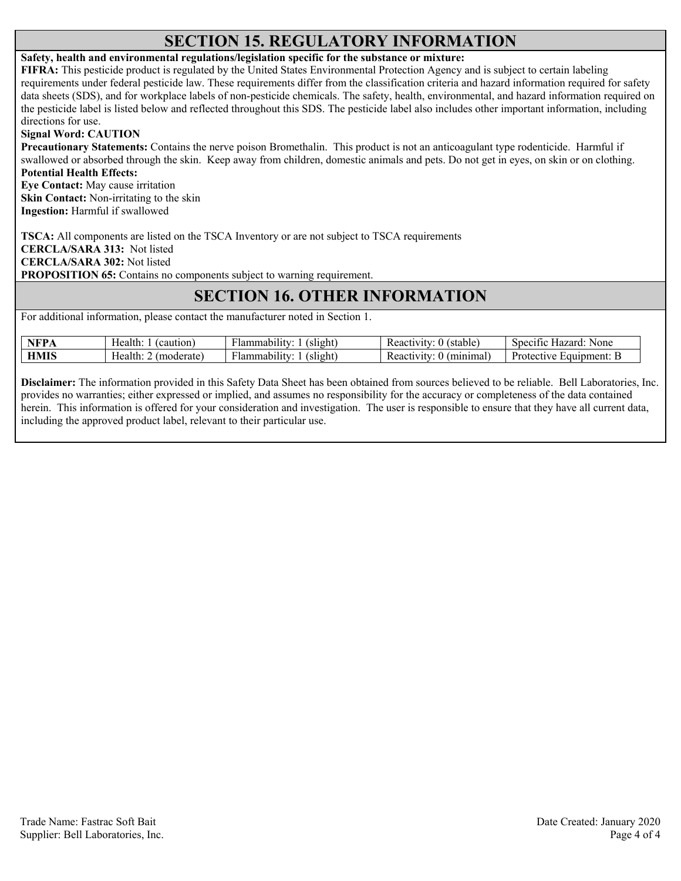## SECTION 15. REGULATORY INFORMATION

**Safety, health and environmental regulations/legislation specific for the substance or mixture:**

**FIFRA:** This pesticide product is regulated by the United States Environmental Protection Agency and is subject to certain labeling requirements under federal pesticide law. These requirements differ from the classification criteria and hazard information required for safety data sheets (SDS), and for workplace labels of non-pesticide chemicals. The safety, health, environmental, and hazard information required on the pesticide label is listed below and reflected throughout this SDS. The pesticide label also includes other important information, including directions for use.

**Signal Word: CAUTION**

**Precautionary Statements:** Contains the nerve poison Bromethalin. This product is not an anticoagulant type rodenticide. Harmful if swallowed or absorbed through the skin. Keep away from children, domestic animals and pets. Do not get in eyes, on skin or on clothing.

**Potential Health Effects:**

**Eye Contact:** May cause irritation

**Skin Contact:** Non-irritating to the skin

**Ingestion:** Harmful if swallowed

**TSCA:** All components are listed on the TSCA Inventory or are not subject to TSCA requirements

**CERCLA/SARA 313:** Not listed

**CERCLA/SARA 302:** Not listed

**PROPOSITION 65:** Contains no components subject to warning requirement.

## SECTION 16. OTHER INFORMATION

For additional information, please contact the manufacturer noted in Section 1.

| | | | | |
|---|---|---|---|---|
| **NFPA** | Health: 1 (caution) | Flammability: 1 (slight) | Reactivity: 0 (stable) | Specific Hazard: None |
| **HMIS** | Health: 2 (moderate) | Flammability: 1 (slight) | Reactivity: 0 (minimal) | Protective Equipment: B |

**Disclaimer:** The information provided in this Safety Data Sheet has been obtained from sources believed to be reliable. Bell Laboratories, Inc. provides no warranties; either expressed or implied, and assumes no responsibility for the accuracy or completeness of the data contained herein. This information is offered for your consideration and investigation. The user is responsible to ensure that they have all current data, including the approved product label, relevant to their particular use.